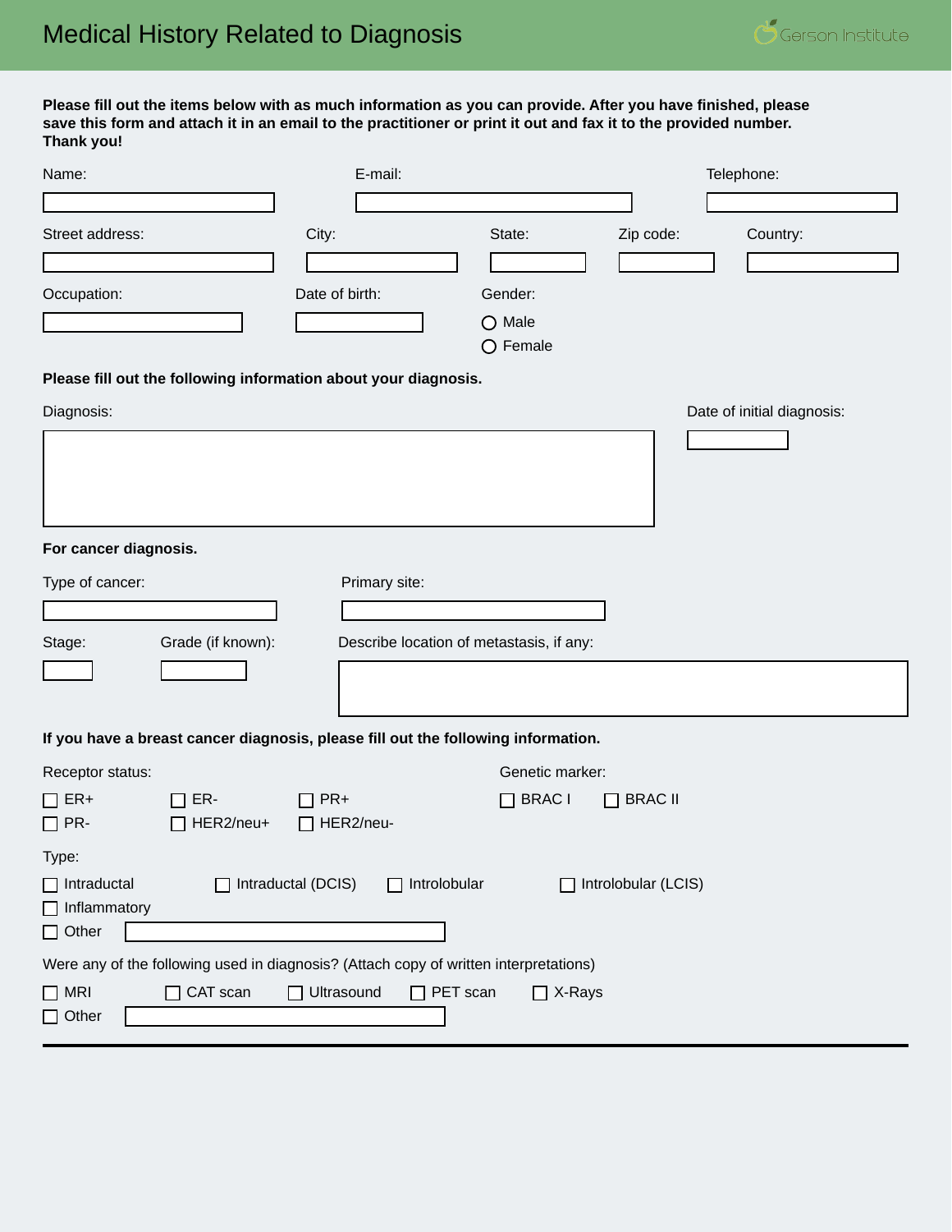# Medical History Related to Diagnosis

Gerson Institute

**Please fill out the items below with as much information as you can provide. After you have finished, please save this form and attach it in an email to the practitioner or print it out and fax it to the provided number. Thank you!**

Name: ______________________

E-mail: ______________________

Telephone: ______________________

Street address: ______________________

City: ______________________

State: ______________________

Zip code: ______________________

Country: ______________________

Occupation: ______________________

Date of birth: ______________________

Gender:

- ○ Male
- ○ Female

**Please fill out the following information about your diagnosis.**

Diagnosis: ______________________

Date of initial diagnosis: ______________________

**For cancer diagnosis.**

Type of cancer: ______________________

Primary site: ______________________

Stage: ______________________

Grade (if known): ______________________

Describe location of metastasis, if any: ______________________

**If you have a breast cancer diagnosis, please fill out the following information.**

Receptor status:

- ☐ ER+
- ☐ ER-
- ☐ PR+
- ☐ PR-
- ☐ HER2/neu+
- ☐ HER2/neu-

Genetic marker:

- ☐ BRAC I
- ☐ BRAC II

Type:

- ☐ Intraductal
- ☐ Intraductal (DCIS)
- ☐ Introlobular
- ☐ Introlobular (LCIS)
- ☐ Inflammatory
- ☐ Other ______________________

Were any of the following used in diagnosis? (Attach copy of written interpretations)

- ☐ MRI
- ☐ CAT scan
- ☐ Ultrasound
- ☐ PET scan
- ☐ X-Rays
- ☐ Other ______________________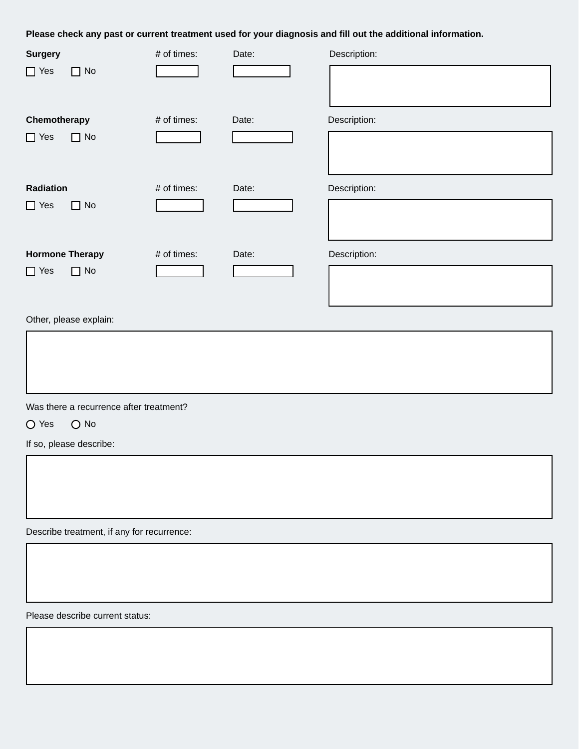**Please check any past or current treatment used for your diagnosis and fill out the additional information.**

| Treatment | | # of times: | Date: | Description: |
| --- | --- | --- | --- | --- |
| **Surgery** | ☐ Yes ☐ No | | | |
| **Chemotherapy** | ☐ Yes ☐ No | | | |
| **Radiation** | ☐ Yes ☐ No | | | |
| **Hormone Therapy** | ☐ Yes ☐ No | | | |

Other, please explain:

Was there a recurrence after treatment?

○ Yes ○ No

If so, please describe:

Describe treatment, if any for recurrence:

Please describe current status: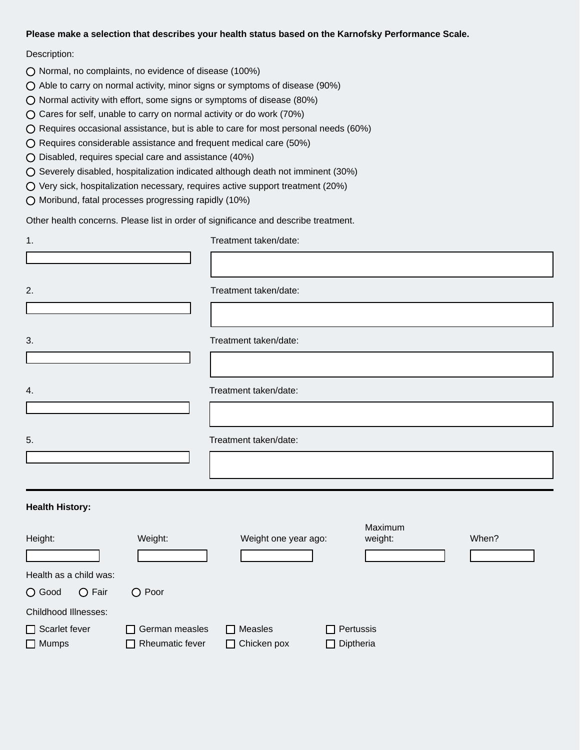**Please make a selection that describes your health status based on the Karnofsky Performance Scale.**

Description:

- ◯ Normal, no complaints, no evidence of disease (100%)
- ◯ Able to carry on normal activity, minor signs or symptoms of disease (90%)
- ◯ Normal activity with effort, some signs or symptoms of disease (80%)
- ◯ Cares for self, unable to carry on normal activity or do work (70%)
- ◯ Requires occasional assistance, but is able to care for most personal needs (60%)
- ◯ Requires considerable assistance and frequent medical care (50%)
- ◯ Disabled, requires special care and assistance (40%)
- ◯ Severely disabled, hospitalization indicated although death not imminent (30%)
- ◯ Very sick, hospitalization necessary, requires active support treatment (20%)
- ◯ Moribund, fatal processes progressing rapidly (10%)

Other health concerns. Please list in order of significance and describe treatment.

1. ____________ Treatment taken/date: ____________

2. ____________ Treatment taken/date: ____________

3. ____________ Treatment taken/date: ____________

4. ____________ Treatment taken/date: ____________

5. ____________ Treatment taken/date: ____________

---

**Health History:**

| Height: | Weight: | Weight one year ago: | Maximum weight: | When? |
|---|---|---|---|---|
| | | | | |

Health as a child was:

◯ Good ◯ Fair ◯ Poor

Childhood Illnesses:

- ☐ Scarlet fever
- ☐ German measles
- ☐ Measles
- ☐ Pertussis
- ☐ Mumps
- ☐ Rheumatic fever
- ☐ Chicken pox
- ☐ Diptheria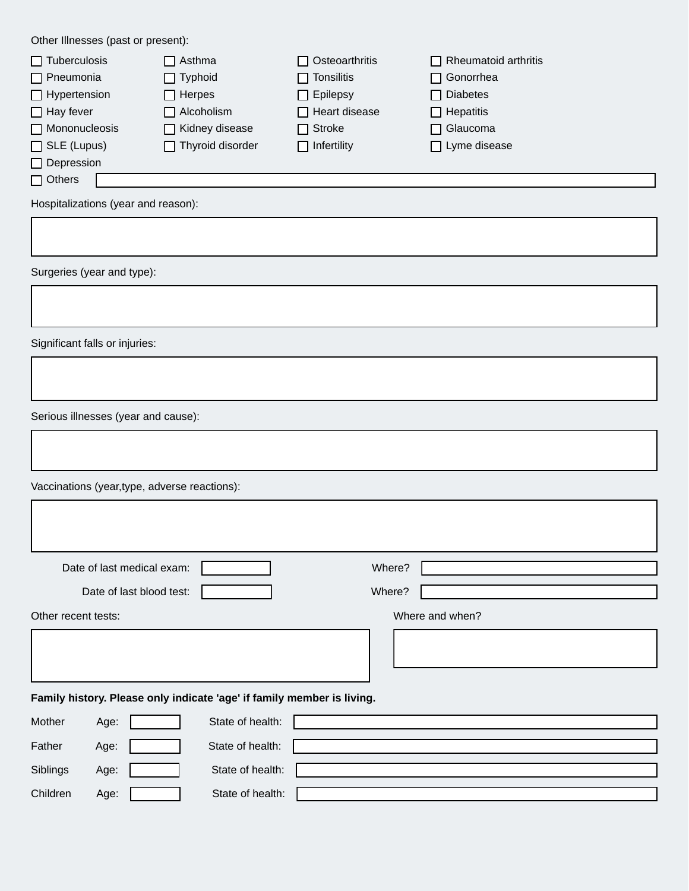Other Illnesses (past or present):

- [ ] Tuberculosis
- [ ] Asthma
- [ ] Osteoarthritis
- [ ] Rheumatoid arthritis
- [ ] Pneumonia
- [ ] Typhoid
- [ ] Tonsilitis
- [ ] Gonorrhea
- [ ] Hypertension
- [ ] Herpes
- [ ] Epilepsy
- [ ] Diabetes
- [ ] Hay fever
- [ ] Alcoholism
- [ ] Heart disease
- [ ] Hepatitis
- [ ] Mononucleosis
- [ ] Kidney disease
- [ ] Stroke
- [ ] Glaucoma
- [ ] SLE (Lupus)
- [ ] Thyroid disorder
- [ ] Infertility
- [ ] Lyme disease
- [ ] Depression
- [ ] Others ______________________

Hospitalizations (year and reason):

______________________

Surgeries (year and type):

______________________

Significant falls or injuries:

______________________

Serious illnesses (year and cause):

______________________

Vaccinations (year,type, adverse reactions):

______________________

Date of last medical exam: __________ Where? ______________________

Date of last blood test: __________ Where? ______________________

Other recent tests: ______________________

Where and when? ______________________

**Family history. Please only indicate 'age' if family member is living.**

| | Age: | State of health: |
|---|---|---|
| Mother | | |
| Father | | |
| Siblings | | |
| Children | | |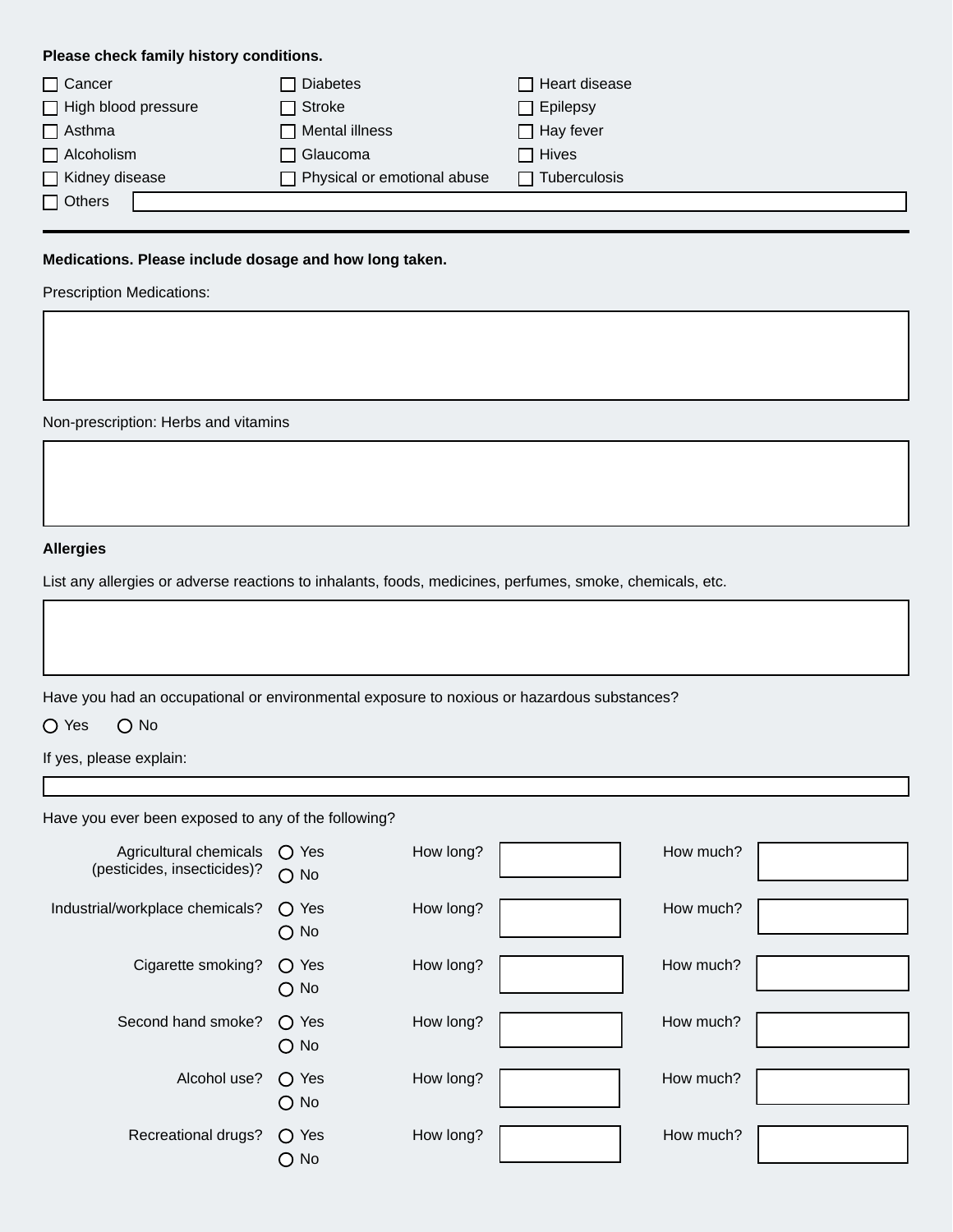**Please check family history conditions.**

- ☐ Cancer
- ☐ Diabetes
- ☐ Heart disease
- ☐ High blood pressure
- ☐ Stroke
- ☐ Epilepsy
- ☐ Asthma
- ☐ Mental illness
- ☐ Hay fever
- ☐ Alcoholism
- ☐ Glaucoma
- ☐ Hives
- ☐ Kidney disease
- ☐ Physical or emotional abuse
- ☐ Tuberculosis
- ☐ Others ______________________

---

**Medications. Please include dosage and how long taken.**

Prescription Medications:

______________________

Non-prescription: Herbs and vitamins

______________________

**Allergies**

List any allergies or adverse reactions to inhalants, foods, medicines, perfumes, smoke, chemicals, etc.

______________________

Have you had an occupational or environmental exposure to noxious or hazardous substances?

○ Yes ○ No

If yes, please explain:

______________________

Have you ever been exposed to any of the following?

| | | How long? | How much? |
|---|---|---|---|
| Agricultural chemicals (pesticides, insecticides)? | ○ Yes ○ No | | |
| Industrial/workplace chemicals? | ○ Yes ○ No | | |
| Cigarette smoking? | ○ Yes ○ No | | |
| Second hand smoke? | ○ Yes ○ No | | |
| Alcohol use? | ○ Yes ○ No | | |
| Recreational drugs? | ○ Yes ○ No | | |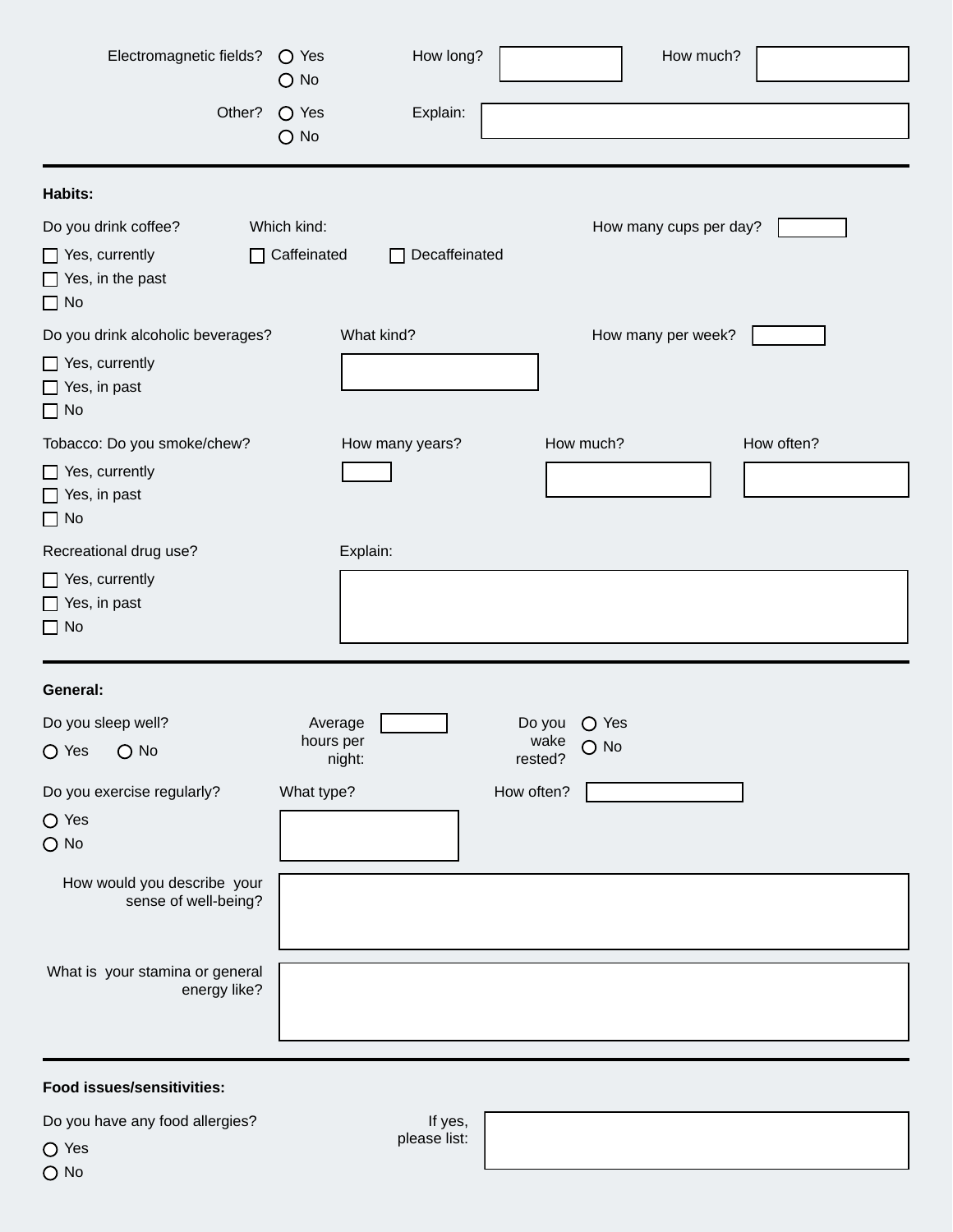Electromagnetic fields? ○ Yes ○ No How long? ______ How much? ______

Other? ○ Yes ○ No Explain: ______

---

**Habits:**

Do you drink coffee?
- ☐ Yes, currently
- ☐ Yes, in the past
- ☐ No

Which kind: ☐ Caffeinated ☐ Decaffeinated

How many cups per day? ______

Do you drink alcoholic beverages?
- ☐ Yes, currently
- ☐ Yes, in past
- ☐ No

What kind? ______

How many per week? ______

Tobacco: Do you smoke/chew?
- ☐ Yes, currently
- ☐ Yes, in past
- ☐ No

How many years? ______ How much? ______ How often? ______

Recreational drug use?
- ☐ Yes, currently
- ☐ Yes, in past
- ☐ No

Explain: ______

---

**General:**

Do you sleep well? ○ Yes ○ No

Average hours per night: ______

Do you wake rested? ○ Yes ○ No

Do you exercise regularly?
- ○ Yes
- ○ No

What type? ______

How often? ______

How would you describe your sense of well-being? ______

What is your stamina or general energy like? ______

---

**Food issues/sensitivities:**

Do you have any food allergies?
- ○ Yes
- ○ No

If yes, please list: ______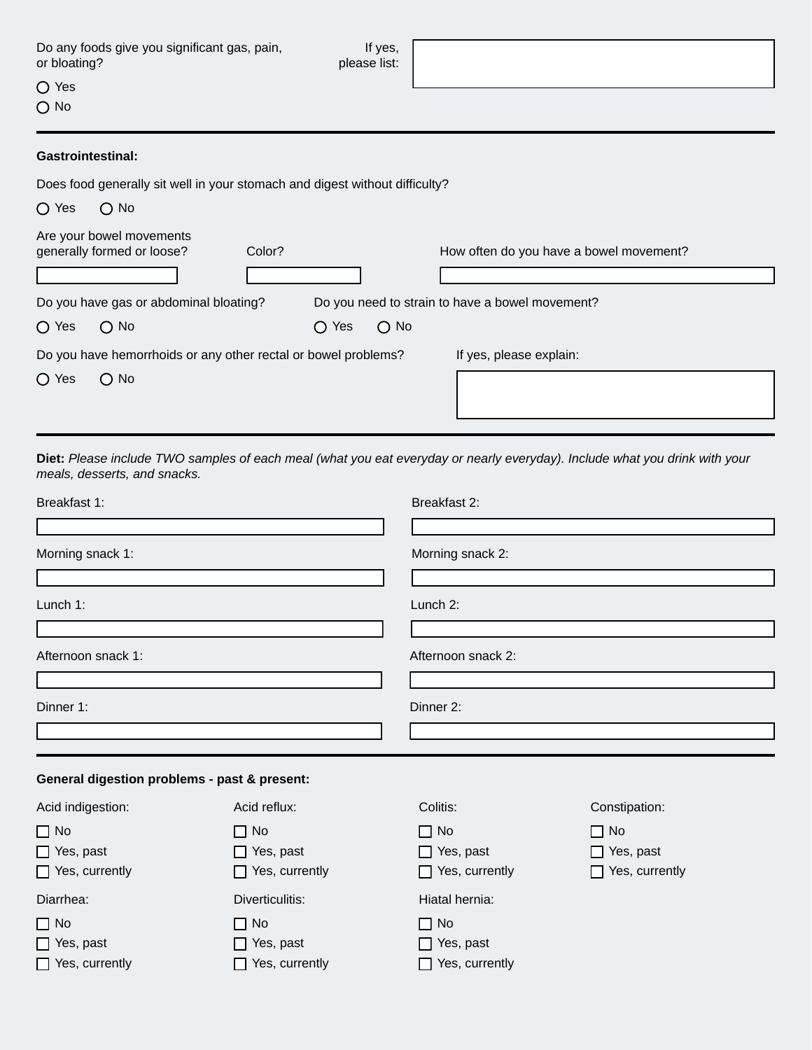Do any foods give you significant gas, pain, or bloating?

- ○ Yes
- ○ No

If yes, please list: \_\_\_\_\_\_\_\_\_\_

---

**Gastrointestinal:**

Does food generally sit well in your stomach and digest without difficulty?

○ Yes ○ No

Are your bowel movements generally formed or loose? \_\_\_\_\_\_\_\_\_\_

Color? \_\_\_\_\_\_\_\_\_\_

How often do you have a bowel movement? \_\_\_\_\_\_\_\_\_\_

Do you have gas or abdominal bloating?

○ Yes ○ No

Do you need to strain to have a bowel movement?

○ Yes ○ No

Do you have hemorrhoids or any other rectal or bowel problems?

○ Yes ○ No

If yes, please explain: \_\_\_\_\_\_\_\_\_\_

---

**Diet:** *Please include TWO samples of each meal (what you eat everyday or nearly everyday). Include what you drink with your meals, desserts, and snacks.*

Breakfast 1: \_\_\_\_\_\_\_\_\_\_

Breakfast 2: \_\_\_\_\_\_\_\_\_\_

Morning snack 1: \_\_\_\_\_\_\_\_\_\_

Morning snack 2: \_\_\_\_\_\_\_\_\_\_

Lunch 1: \_\_\_\_\_\_\_\_\_\_

Lunch 2: \_\_\_\_\_\_\_\_\_\_

Afternoon snack 1: \_\_\_\_\_\_\_\_\_\_

Afternoon snack 2: \_\_\_\_\_\_\_\_\_\_

Dinner 1: \_\_\_\_\_\_\_\_\_\_

Dinner 2: \_\_\_\_\_\_\_\_\_\_

---

**General digestion problems - past & present:**

Acid indigestion:
- ☐ No
- ☐ Yes, past
- ☐ Yes, currently

Acid reflux:
- ☐ No
- ☐ Yes, past
- ☐ Yes, currently

Colitis:
- ☐ No
- ☐ Yes, past
- ☐ Yes, currently

Constipation:
- ☐ No
- ☐ Yes, past
- ☐ Yes, currently

Diarrhea:
- ☐ No
- ☐ Yes, past
- ☐ Yes, currently

Diverticulitis:
- ☐ No
- ☐ Yes, past
- ☐ Yes, currently

Hiatal hernia:
- ☐ No
- ☐ Yes, past
- ☐ Yes, currently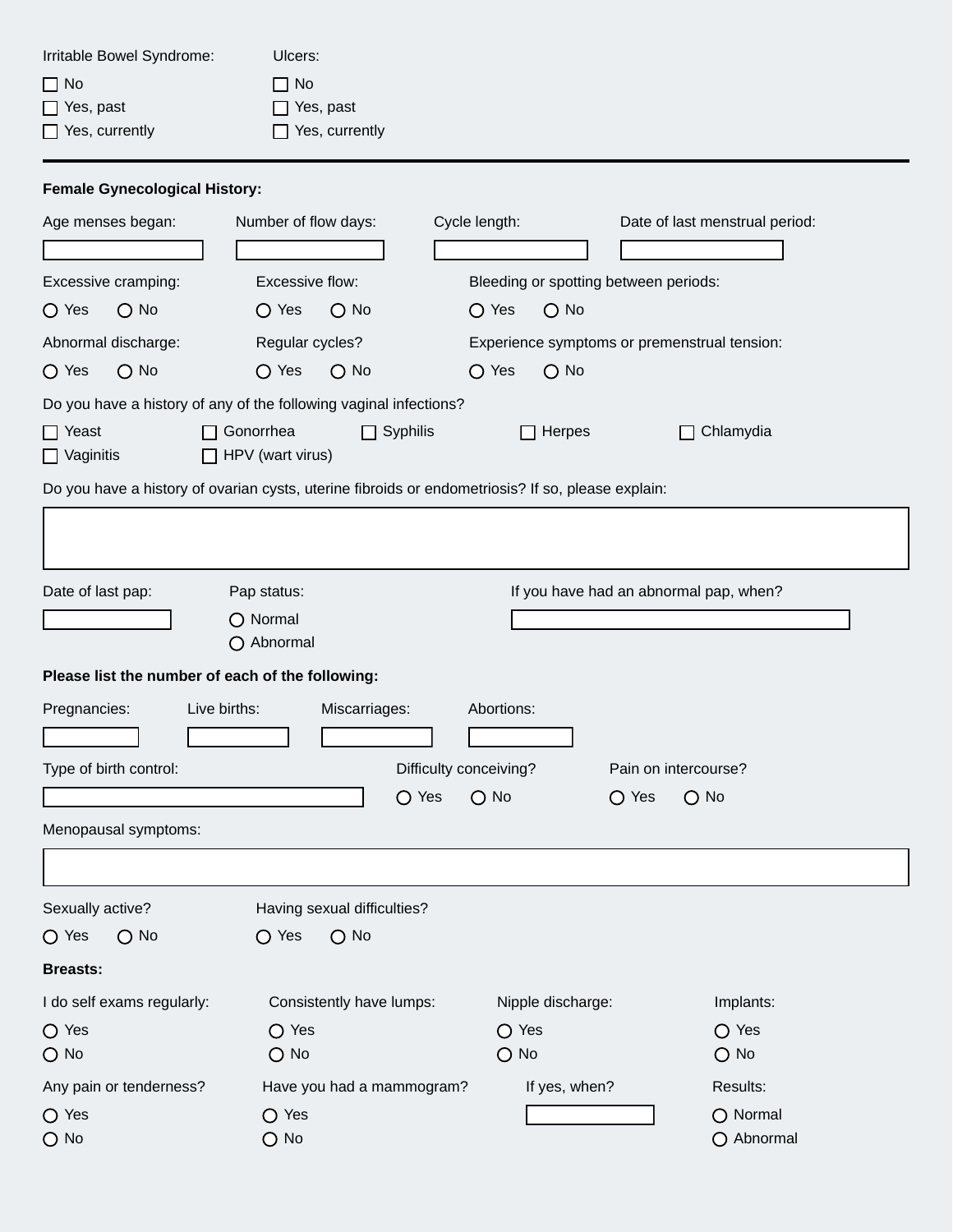Irritable Bowel Syndrome:

- ☐ No
- ☐ Yes, past
- ☐ Yes, currently

Ulcers:

- ☐ No
- ☐ Yes, past
- ☐ Yes, currently

---

**Female Gynecological History:**

Age menses began: ____________

Number of flow days: ____________

Cycle length: ____________

Date of last menstrual period: ____________

Excessive cramping: ○ Yes ○ No

Excessive flow: ○ Yes ○ No

Bleeding or spotting between periods: ○ Yes ○ No

Abnormal discharge: ○ Yes ○ No

Regular cycles? ○ Yes ○ No

Experience symptoms or premenstrual tension: ○ Yes ○ No

Do you have a history of any of the following vaginal infections?

- ☐ Yeast
- ☐ Gonorrhea
- ☐ Syphilis
- ☐ Herpes
- ☐ Chlamydia
- ☐ Vaginitis
- ☐ HPV (wart virus)

Do you have a history of ovarian cysts, uterine fibroids or endometriosis? If so, please explain:

____________

Date of last pap: ____________

Pap status:

- ○ Normal
- ○ Abnormal

If you have had an abnormal pap, when? ____________

**Please list the number of each of the following:**

Pregnancies: ____________

Live births: ____________

Miscarriages: ____________

Abortions: ____________

Type of birth control: ____________

Difficulty conceiving? ○ Yes ○ No

Pain on intercourse? ○ Yes ○ No

Menopausal symptoms:

____________

Sexually active? ○ Yes ○ No

Having sexual difficulties? ○ Yes ○ No

**Breasts:**

I do self exams regularly:

- ○ Yes
- ○ No

Consistently have lumps:

- ○ Yes
- ○ No

Nipple discharge:

- ○ Yes
- ○ No

Implants:

- ○ Yes
- ○ No

Any pain or tenderness?

- ○ Yes
- ○ No

Have you had a mammogram?

- ○ Yes
- ○ No

If yes, when? ____________

Results:

- ○ Normal
- ○ Abnormal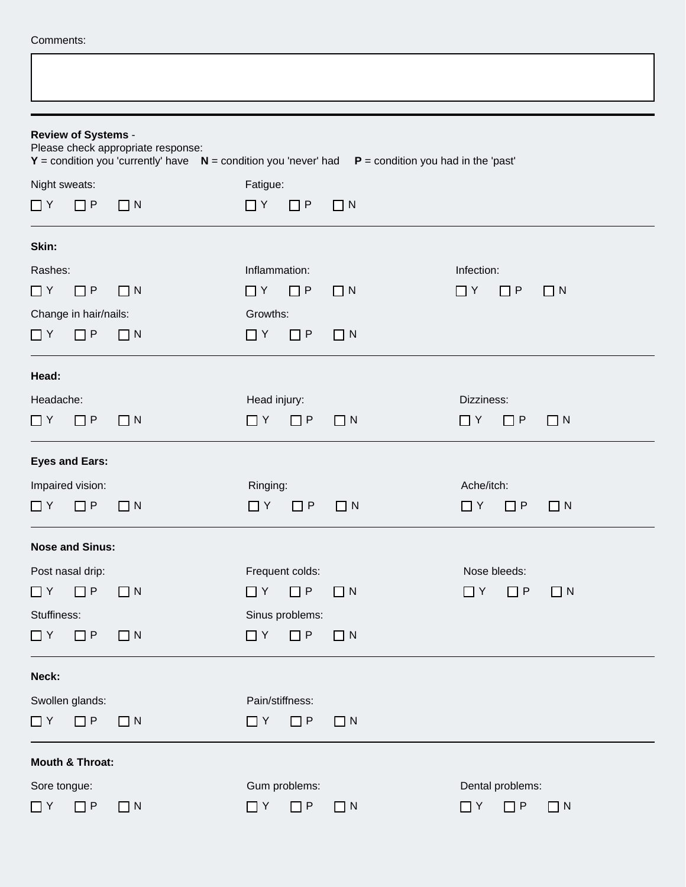Comments:

---

**Review of Systems** -
Please check appropriate response:
**Y** = condition you 'currently' have **N** = condition you 'never' had **P** = condition you had in the 'past'

Night sweats: ☐ Y ☐ P ☐ N

Fatigue: ☐ Y ☐ P ☐ N

---

**Skin:**

Rashes: ☐ Y ☐ P ☐ N

Inflammation: ☐ Y ☐ P ☐ N

Infection: ☐ Y ☐ P ☐ N

Change in hair/nails: ☐ Y ☐ P ☐ N

Growths: ☐ Y ☐ P ☐ N

---

**Head:**

Headache: ☐ Y ☐ P ☐ N

Head injury: ☐ Y ☐ P ☐ N

Dizziness: ☐ Y ☐ P ☐ N

---

**Eyes and Ears:**

Impaired vision: ☐ Y ☐ P ☐ N

Ringing: ☐ Y ☐ P ☐ N

Ache/itch: ☐ Y ☐ P ☐ N

---

**Nose and Sinus:**

Post nasal drip: ☐ Y ☐ P ☐ N

Frequent colds: ☐ Y ☐ P ☐ N

Nose bleeds: ☐ Y ☐ P ☐ N

Stuffiness: ☐ Y ☐ P ☐ N

Sinus problems: ☐ Y ☐ P ☐ N

---

**Neck:**

Swollen glands: ☐ Y ☐ P ☐ N

Pain/stiffness: ☐ Y ☐ P ☐ N

---

**Mouth & Throat:**

Sore tongue: ☐ Y ☐ P ☐ N

Gum problems: ☐ Y ☐ P ☐ N

Dental problems: ☐ Y ☐ P ☐ N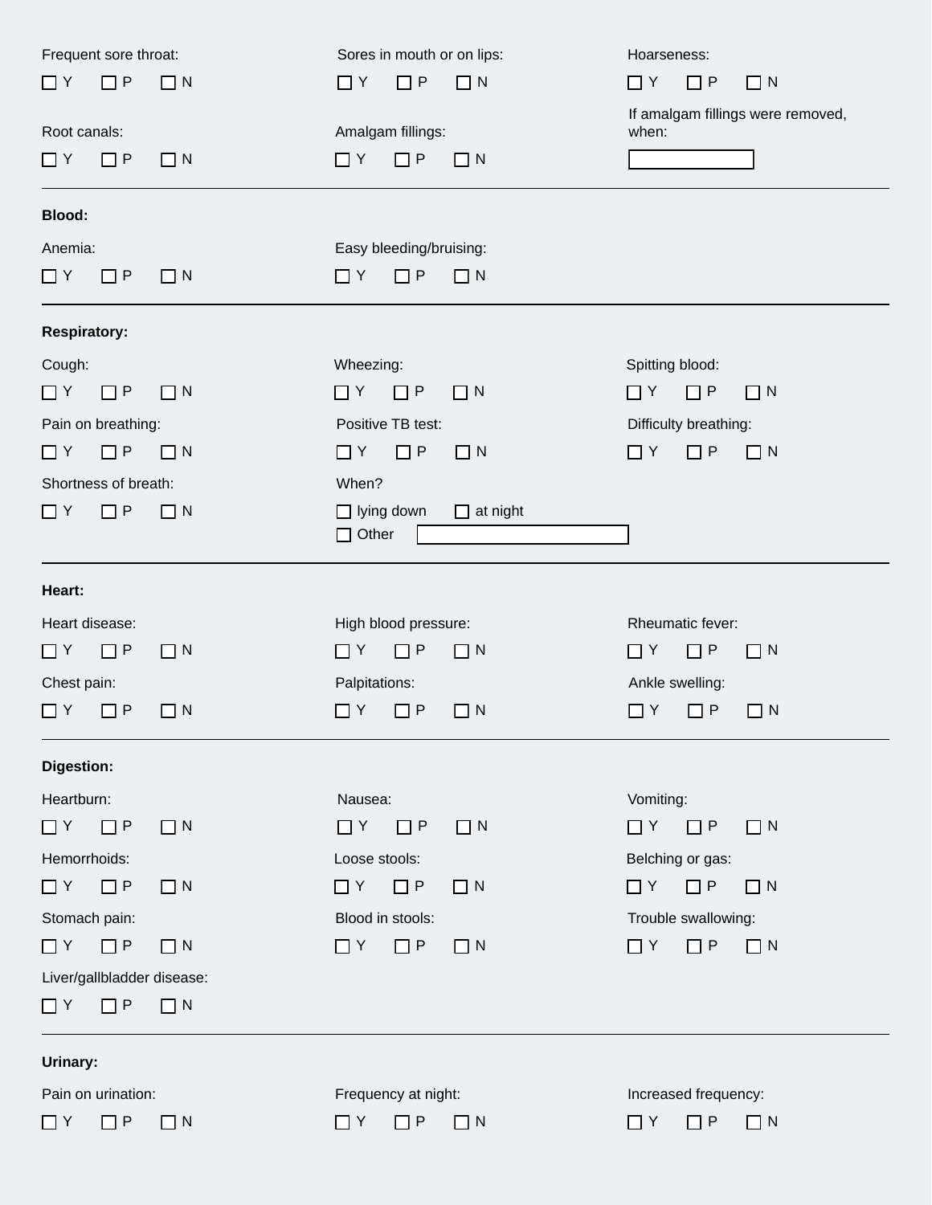Frequent sore throat: ☐ Y ☐ P ☐ N

Sores in mouth or on lips: ☐ Y ☐ P ☐ N

Hoarseness: ☐ Y ☐ P ☐ N

Root canals: ☐ Y ☐ P ☐ N

Amalgam fillings: ☐ Y ☐ P ☐ N

If amalgam fillings were removed, when: ______

---

**Blood:**

Anemia: ☐ Y ☐ P ☐ N

Easy bleeding/bruising: ☐ Y ☐ P ☐ N

---

**Respiratory:**

Cough: ☐ Y ☐ P ☐ N

Wheezing: ☐ Y ☐ P ☐ N

Spitting blood: ☐ Y ☐ P ☐ N

Pain on breathing: ☐ Y ☐ P ☐ N

Positive TB test: ☐ Y ☐ P ☐ N

Difficulty breathing: ☐ Y ☐ P ☐ N

Shortness of breath: ☐ Y ☐ P ☐ N

When? ☐ lying down ☐ at night ☐ Other ______

---

**Heart:**

Heart disease: ☐ Y ☐ P ☐ N

High blood pressure: ☐ Y ☐ P ☐ N

Rheumatic fever: ☐ Y ☐ P ☐ N

Chest pain: ☐ Y ☐ P ☐ N

Palpitations: ☐ Y ☐ P ☐ N

Ankle swelling: ☐ Y ☐ P ☐ N

---

**Digestion:**

Heartburn: ☐ Y ☐ P ☐ N

Nausea: ☐ Y ☐ P ☐ N

Vomiting: ☐ Y ☐ P ☐ N

Hemorrhoids: ☐ Y ☐ P ☐ N

Loose stools: ☐ Y ☐ P ☐ N

Belching or gas: ☐ Y ☐ P ☐ N

Stomach pain: ☐ Y ☐ P ☐ N

Blood in stools: ☐ Y ☐ P ☐ N

Trouble swallowing: ☐ Y ☐ P ☐ N

Liver/gallbladder disease: ☐ Y ☐ P ☐ N

---

**Urinary:**

Pain on urination: ☐ Y ☐ P ☐ N

Frequency at night: ☐ Y ☐ P ☐ N

Increased frequency: ☐ Y ☐ P ☐ N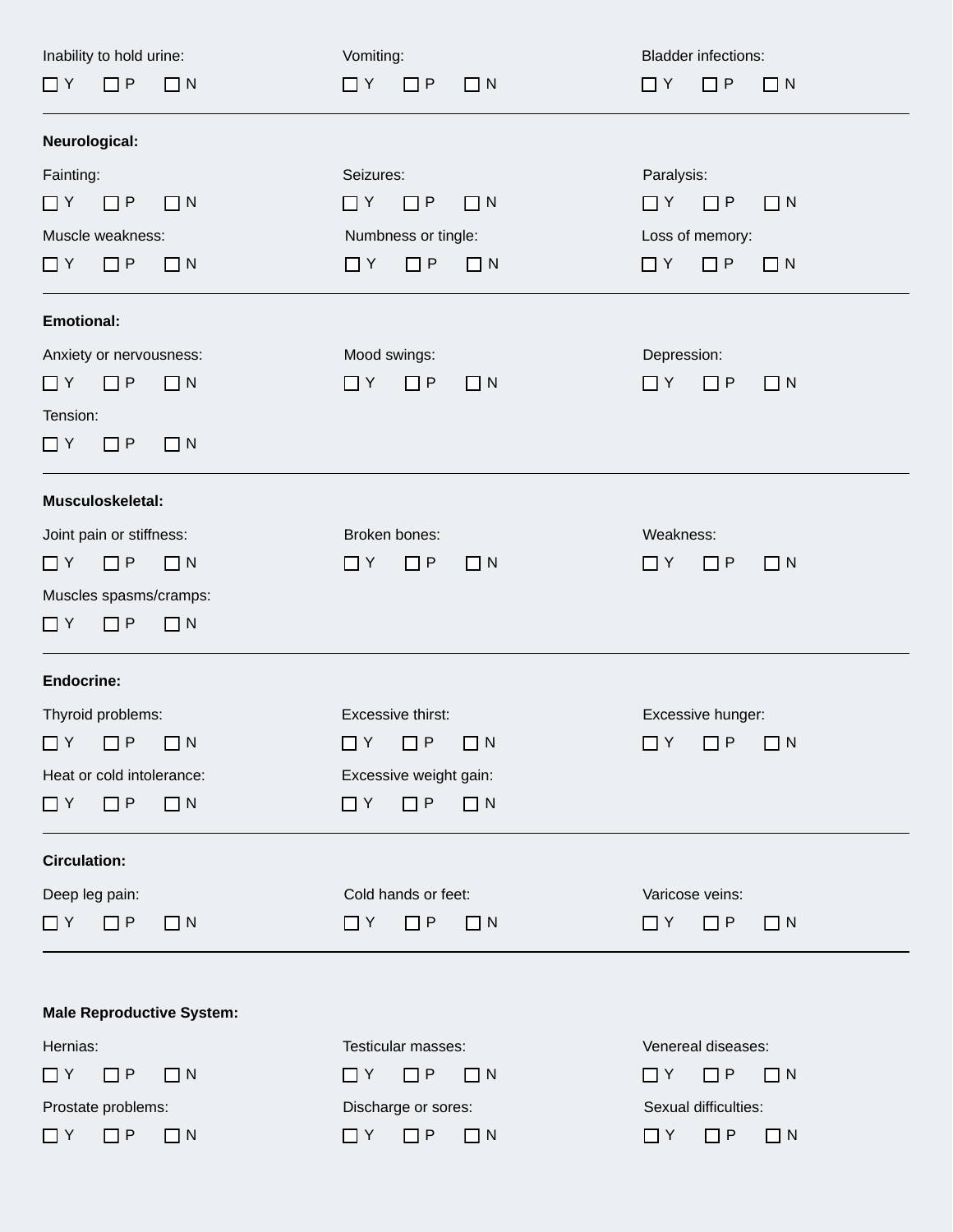Inability to hold urine:

☐ Y ☐ P ☐ N

Vomiting:

☐ Y ☐ P ☐ N

Bladder infections:

☐ Y ☐ P ☐ N

---

**Neurological:**

Fainting:

☐ Y ☐ P ☐ N

Seizures:

☐ Y ☐ P ☐ N

Paralysis:

☐ Y ☐ P ☐ N

Muscle weakness:

☐ Y ☐ P ☐ N

Numbness or tingle:

☐ Y ☐ P ☐ N

Loss of memory:

☐ Y ☐ P ☐ N

---

**Emotional:**

Anxiety or nervousness:

☐ Y ☐ P ☐ N

Mood swings:

☐ Y ☐ P ☐ N

Depression:

☐ Y ☐ P ☐ N

Tension:

☐ Y ☐ P ☐ N

---

**Musculoskeletal:**

Joint pain or stiffness:

☐ Y ☐ P ☐ N

Broken bones:

☐ Y ☐ P ☐ N

Weakness:

☐ Y ☐ P ☐ N

Muscles spasms/cramps:

☐ Y ☐ P ☐ N

---

**Endocrine:**

Thyroid problems:

☐ Y ☐ P ☐ N

Excessive thirst:

☐ Y ☐ P ☐ N

Excessive hunger:

☐ Y ☐ P ☐ N

Heat or cold intolerance:

☐ Y ☐ P ☐ N

Excessive weight gain:

☐ Y ☐ P ☐ N

---

**Circulation:**

Deep leg pain:

☐ Y ☐ P ☐ N

Cold hands or feet:

☐ Y ☐ P ☐ N

Varicose veins:

☐ Y ☐ P ☐ N

---

**Male Reproductive System:**

Hernias:

☐ Y ☐ P ☐ N

Testicular masses:

☐ Y ☐ P ☐ N

Venereal diseases:

☐ Y ☐ P ☐ N

Prostate problems:

☐ Y ☐ P ☐ N

Discharge or sores:

☐ Y ☐ P ☐ N

Sexual difficulties:

☐ Y ☐ P ☐ N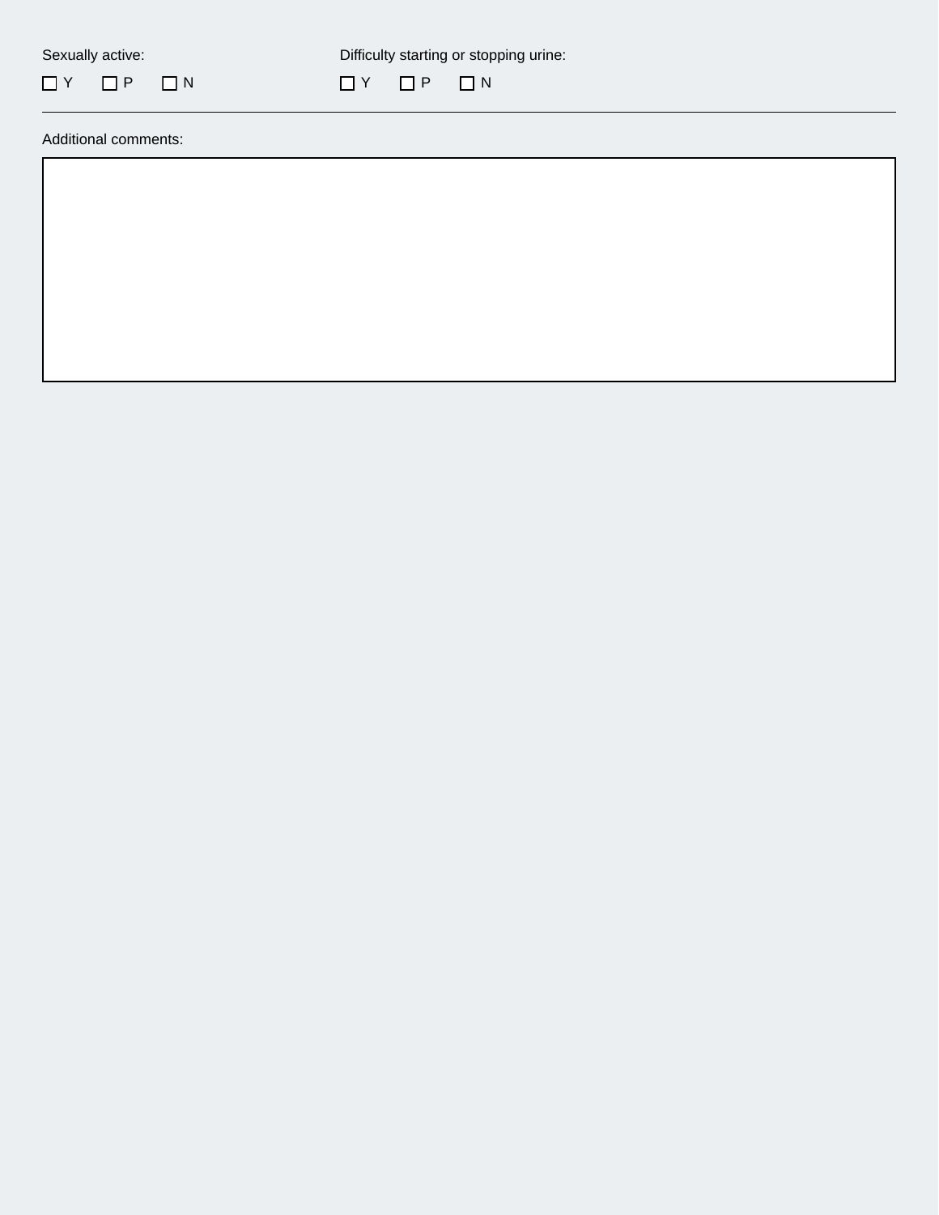Sexually active:

☐ Y ☐ P ☐ N

Difficulty starting or stopping urine:

☐ Y ☐ P ☐ N

---

Additional comments: